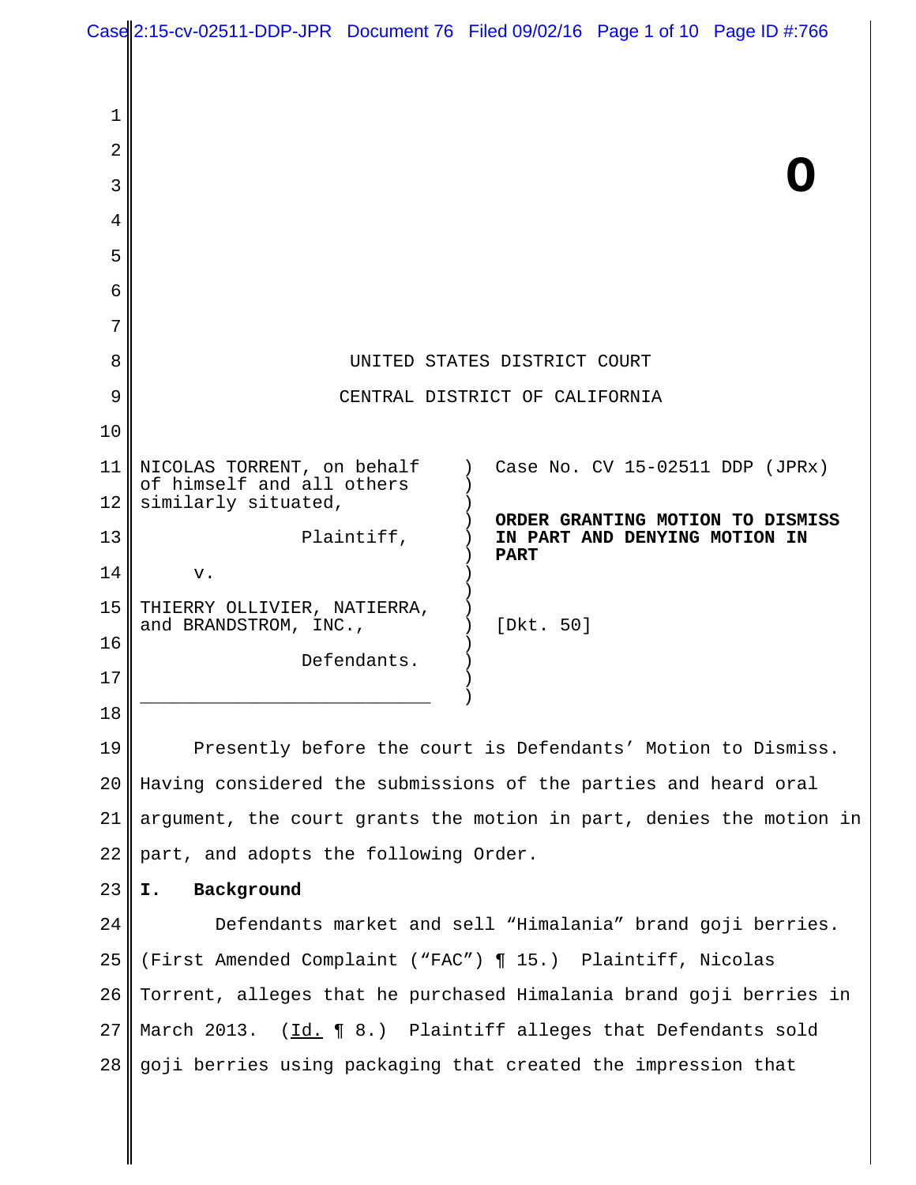**O**

UNITED STATES DISTRICT COURT

CENTRAL DISTRICT OF CALIFORNIA

| | |
|---|---|
| NICOLAS TORRENT, on behalf of himself and all others similarly situated,<br><br>Plaintiff,<br><br>v.<br><br>THIERRY OLLIVIER, NATIERRA, and BRANDSTROM, INC.,<br><br>Defendants. | Case No. CV 15-02511 DDP (JPRx)<br><br>**ORDER GRANTING MOTION TO DISMISS IN PART AND DENYING MOTION IN PART**<br><br>[Dkt. 50] |

Presently before the court is Defendants' Motion to Dismiss. Having considered the submissions of the parties and heard oral argument, the court grants the motion in part, denies the motion in part, and adopts the following Order.

## I. Background

Defendants market and sell "Himalania" brand goji berries. (First Amended Complaint ("FAC") ¶ 15.) Plaintiff, Nicolas Torrent, alleges that he purchased Himalania brand goji berries in March 2013. (Id. ¶ 8.) Plaintiff alleges that Defendants sold goji berries using packaging that created the impression that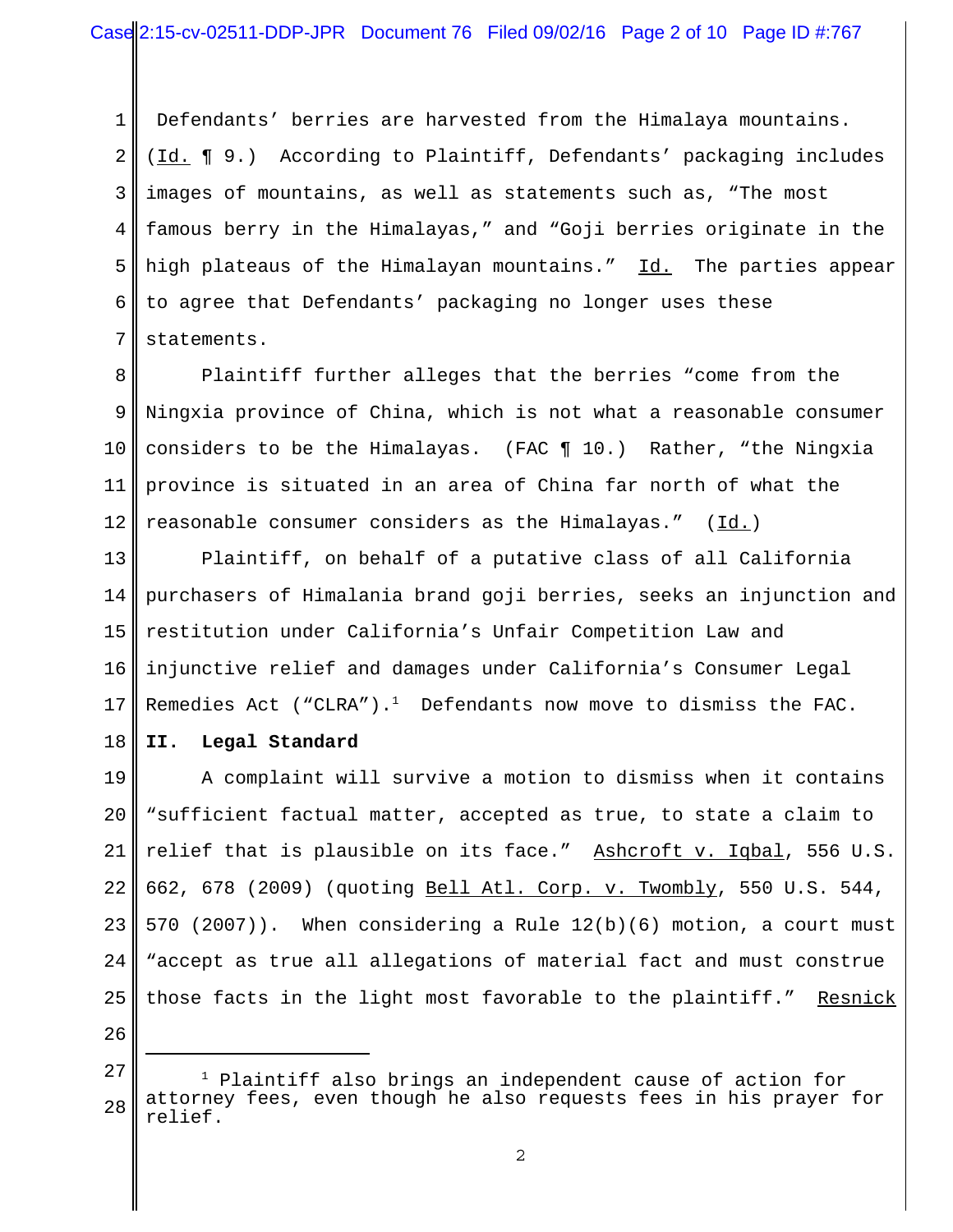Defendants' berries are harvested from the Himalaya mountains. (Id. ¶ 9.) According to Plaintiff, Defendants' packaging includes images of mountains, as well as statements such as, "The most famous berry in the Himalayas," and "Goji berries originate in the high plateaus of the Himalayan mountains." Id. The parties appear to agree that Defendants' packaging no longer uses these statements.

Plaintiff further alleges that the berries "come from the Ningxia province of China, which is not what a reasonable consumer considers to be the Himalayas. (FAC ¶ 10.) Rather, "the Ningxia province is situated in an area of China far north of what the reasonable consumer considers as the Himalayas." (Id.)

Plaintiff, on behalf of a putative class of all California purchasers of Himalania brand goji berries, seeks an injunction and restitution under California's Unfair Competition Law and injunctive relief and damages under California's Consumer Legal Remedies Act ("CLRA").[1] Defendants now move to dismiss the FAC.

## II. Legal Standard

A complaint will survive a motion to dismiss when it contains "sufficient factual matter, accepted as true, to state a claim to relief that is plausible on its face." Ashcroft v. Iqbal, 556 U.S. 662, 678 (2009) (quoting Bell Atl. Corp. v. Twombly, 550 U.S. 544, 570 (2007)). When considering a Rule 12(b)(6) motion, a court must "accept as true all allegations of material fact and must construe those facts in the light most favorable to the plaintiff." Resnick

---

[1] Plaintiff also brings an independent cause of action for attorney fees, even though he also requests fees in his prayer for relief.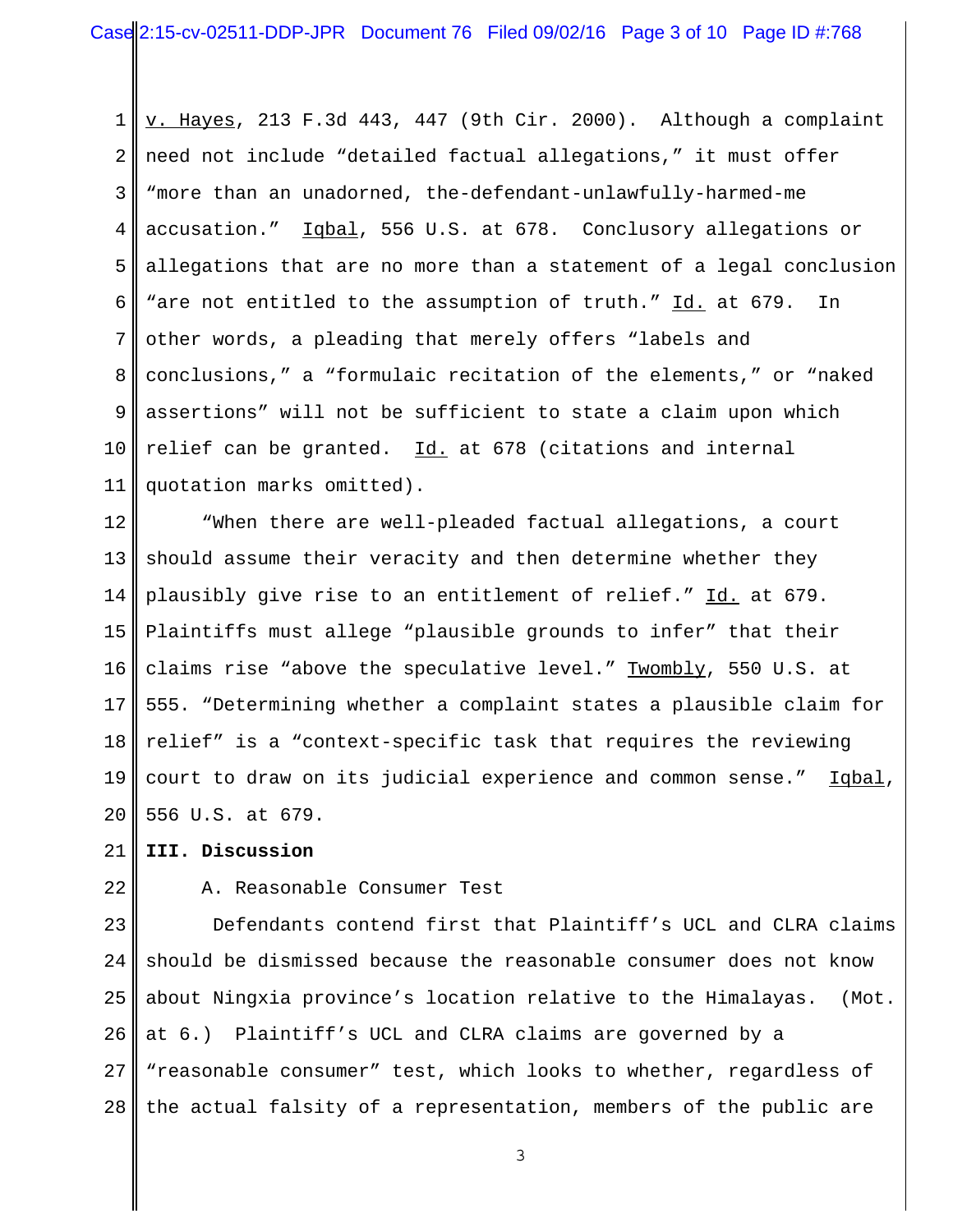v. Hayes, 213 F.3d 443, 447 (9th Cir. 2000). Although a complaint need not include "detailed factual allegations," it must offer "more than an unadorned, the-defendant-unlawfully-harmed-me accusation." Iqbal, 556 U.S. at 678. Conclusory allegations or allegations that are no more than a statement of a legal conclusion "are not entitled to the assumption of truth." Id. at 679. In other words, a pleading that merely offers "labels and conclusions," a "formulaic recitation of the elements," or "naked assertions" will not be sufficient to state a claim upon which relief can be granted. Id. at 678 (citations and internal quotation marks omitted).

"When there are well-pleaded factual allegations, a court should assume their veracity and then determine whether they plausibly give rise to an entitlement of relief." Id. at 679. Plaintiffs must allege "plausible grounds to infer" that their claims rise "above the speculative level." Twombly, 550 U.S. at 555. "Determining whether a complaint states a plausible claim for relief" is a "context-specific task that requires the reviewing court to draw on its judicial experience and common sense." Iqbal, 556 U.S. at 679.

**III. Discussion**

A. Reasonable Consumer Test

Defendants contend first that Plaintiff's UCL and CLRA claims should be dismissed because the reasonable consumer does not know about Ningxia province's location relative to the Himalayas. (Mot. at 6.) Plaintiff's UCL and CLRA claims are governed by a "reasonable consumer" test, which looks to whether, regardless of the actual falsity of a representation, members of the public are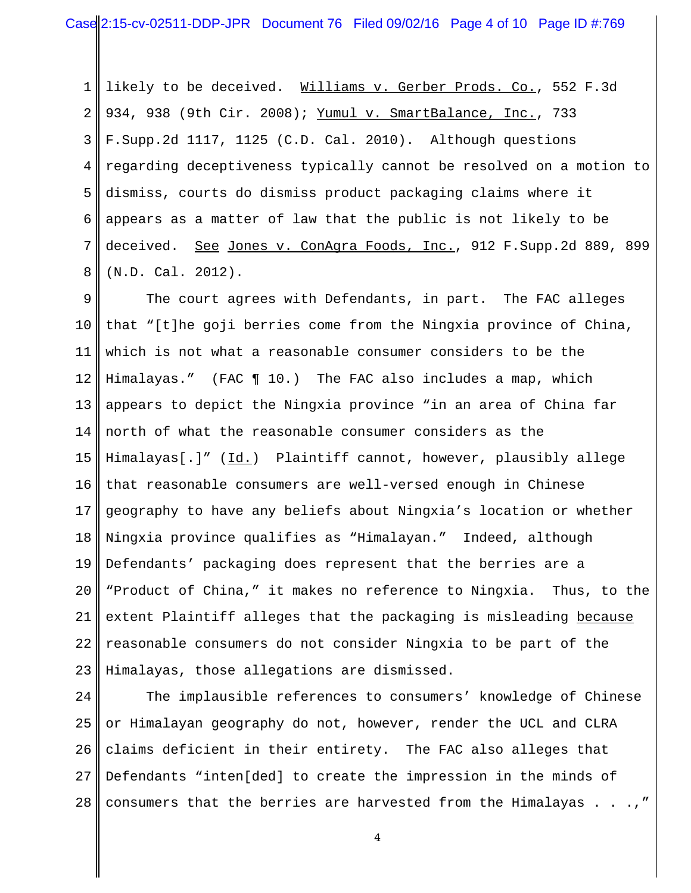likely to be deceived. Williams v. Gerber Prods. Co., 552 F.3d 934, 938 (9th Cir. 2008); Yumul v. SmartBalance, Inc., 733 F.Supp.2d 1117, 1125 (C.D. Cal. 2010). Although questions regarding deceptiveness typically cannot be resolved on a motion to dismiss, courts do dismiss product packaging claims where it appears as a matter of law that the public is not likely to be deceived. See Jones v. ConAgra Foods, Inc., 912 F.Supp.2d 889, 899 (N.D. Cal. 2012).

The court agrees with Defendants, in part. The FAC alleges that "[t]he goji berries come from the Ningxia province of China, which is not what a reasonable consumer considers to be the Himalayas." (FAC ¶ 10.) The FAC also includes a map, which appears to depict the Ningxia province "in an area of China far north of what the reasonable consumer considers as the Himalayas[.]" (Id.) Plaintiff cannot, however, plausibly allege that reasonable consumers are well-versed enough in Chinese geography to have any beliefs about Ningxia's location or whether Ningxia province qualifies as "Himalayan." Indeed, although Defendants' packaging does represent that the berries are a "Product of China," it makes no reference to Ningxia. Thus, to the extent Plaintiff alleges that the packaging is misleading because reasonable consumers do not consider Ningxia to be part of the Himalayas, those allegations are dismissed.

The implausible references to consumers' knowledge of Chinese or Himalayan geography do not, however, render the UCL and CLRA claims deficient in their entirety. The FAC also alleges that Defendants "inten[ded] to create the impression in the minds of consumers that the berries are harvested from the Himalayas . . .,"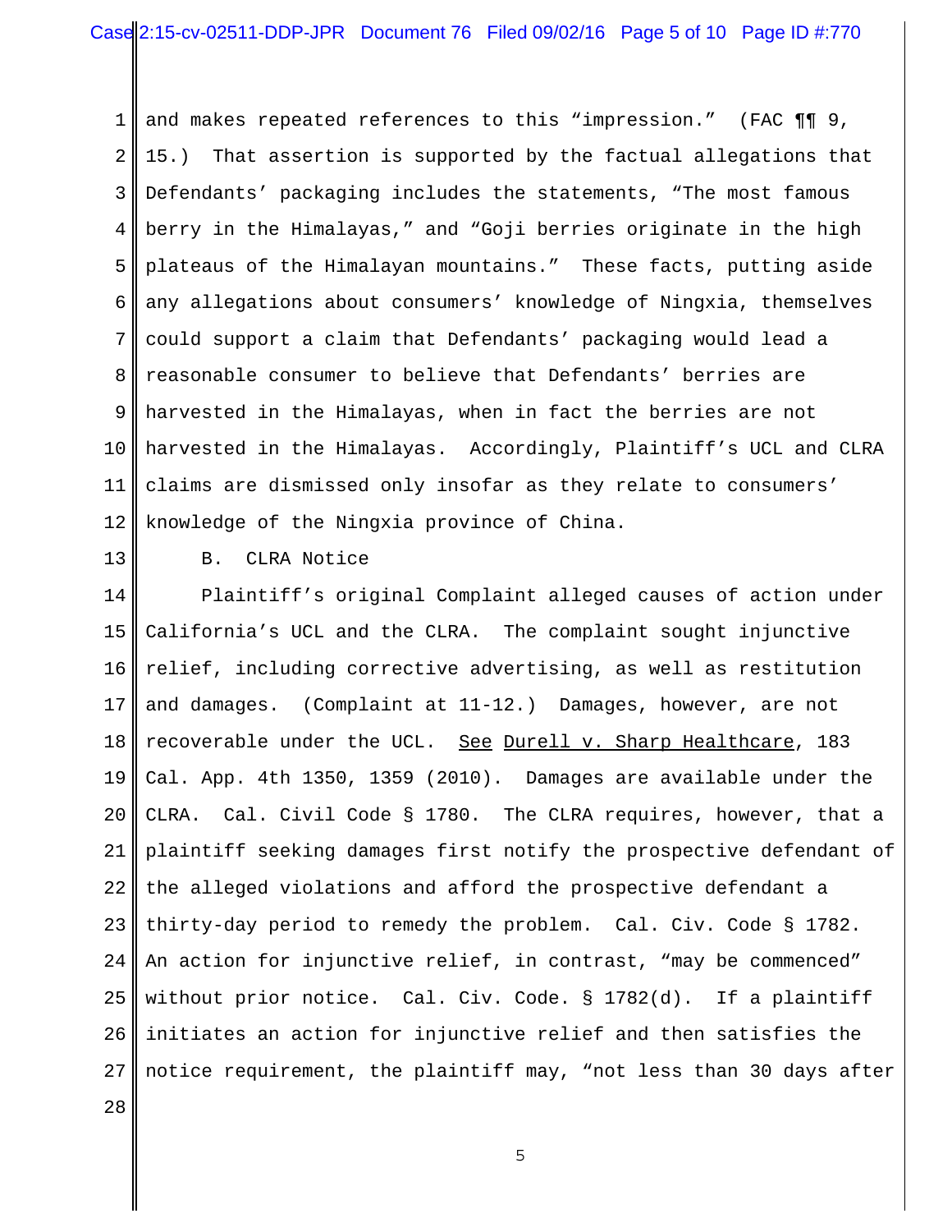and makes repeated references to this "impression." (FAC ¶¶ 9, 15.) That assertion is supported by the factual allegations that Defendants' packaging includes the statements, "The most famous berry in the Himalayas," and "Goji berries originate in the high plateaus of the Himalayan mountains." These facts, putting aside any allegations about consumers' knowledge of Ningxia, themselves could support a claim that Defendants' packaging would lead a reasonable consumer to believe that Defendants' berries are harvested in the Himalayas, when in fact the berries are not harvested in the Himalayas. Accordingly, Plaintiff's UCL and CLRA claims are dismissed only insofar as they relate to consumers' knowledge of the Ningxia province of China.

B. CLRA Notice

Plaintiff's original Complaint alleged causes of action under California's UCL and the CLRA. The complaint sought injunctive relief, including corrective advertising, as well as restitution and damages. (Complaint at 11-12.) Damages, however, are not recoverable under the UCL. See Durell v. Sharp Healthcare, 183 Cal. App. 4th 1350, 1359 (2010). Damages are available under the CLRA. Cal. Civil Code § 1780. The CLRA requires, however, that a plaintiff seeking damages first notify the prospective defendant of the alleged violations and afford the prospective defendant a thirty-day period to remedy the problem. Cal. Civ. Code § 1782. An action for injunctive relief, in contrast, "may be commenced" without prior notice. Cal. Civ. Code. § 1782(d). If a plaintiff initiates an action for injunctive relief and then satisfies the notice requirement, the plaintiff may, "not less than 30 days after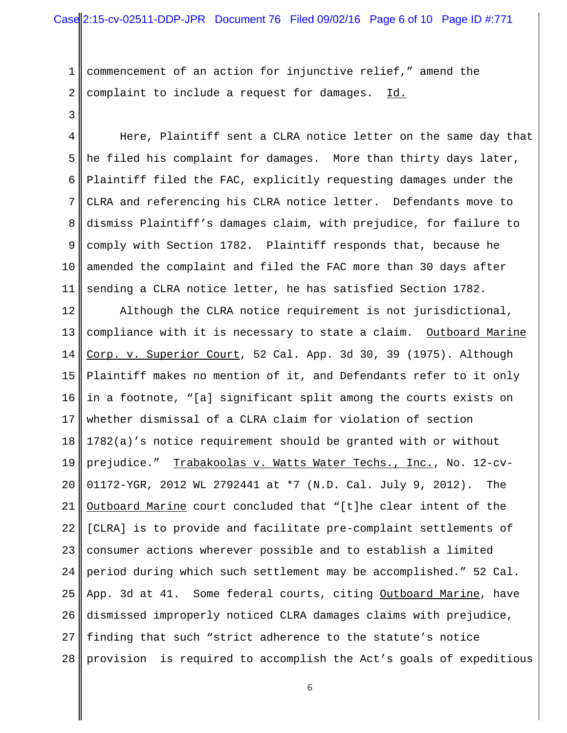commencement of an action for injunctive relief," amend the complaint to include a request for damages. Id.

Here, Plaintiff sent a CLRA notice letter on the same day that he filed his complaint for damages. More than thirty days later, Plaintiff filed the FAC, explicitly requesting damages under the CLRA and referencing his CLRA notice letter. Defendants move to dismiss Plaintiff's damages claim, with prejudice, for failure to comply with Section 1782. Plaintiff responds that, because he amended the complaint and filed the FAC more than 30 days after sending a CLRA notice letter, he has satisfied Section 1782.

Although the CLRA notice requirement is not jurisdictional, compliance with it is necessary to state a claim. Outboard Marine Corp. v. Superior Court, 52 Cal. App. 3d 30, 39 (1975). Although Plaintiff makes no mention of it, and Defendants refer to it only in a footnote, "[a] significant split among the courts exists on whether dismissal of a CLRA claim for violation of section 1782(a)'s notice requirement should be granted with or without prejudice." Trabakoolas v. Watts Water Techs., Inc., No. 12-cv-01172-YGR, 2012 WL 2792441 at *7 (N.D. Cal. July 9, 2012). The Outboard Marine court concluded that "[t]he clear intent of the [CLRA] is to provide and facilitate pre-complaint settlements of consumer actions wherever possible and to establish a limited period during which such settlement may be accomplished." 52 Cal. App. 3d at 41. Some federal courts, citing Outboard Marine, have dismissed improperly noticed CLRA damages claims with prejudice, finding that such "strict adherence to the statute's notice provision is required to accomplish the Act's goals of expeditious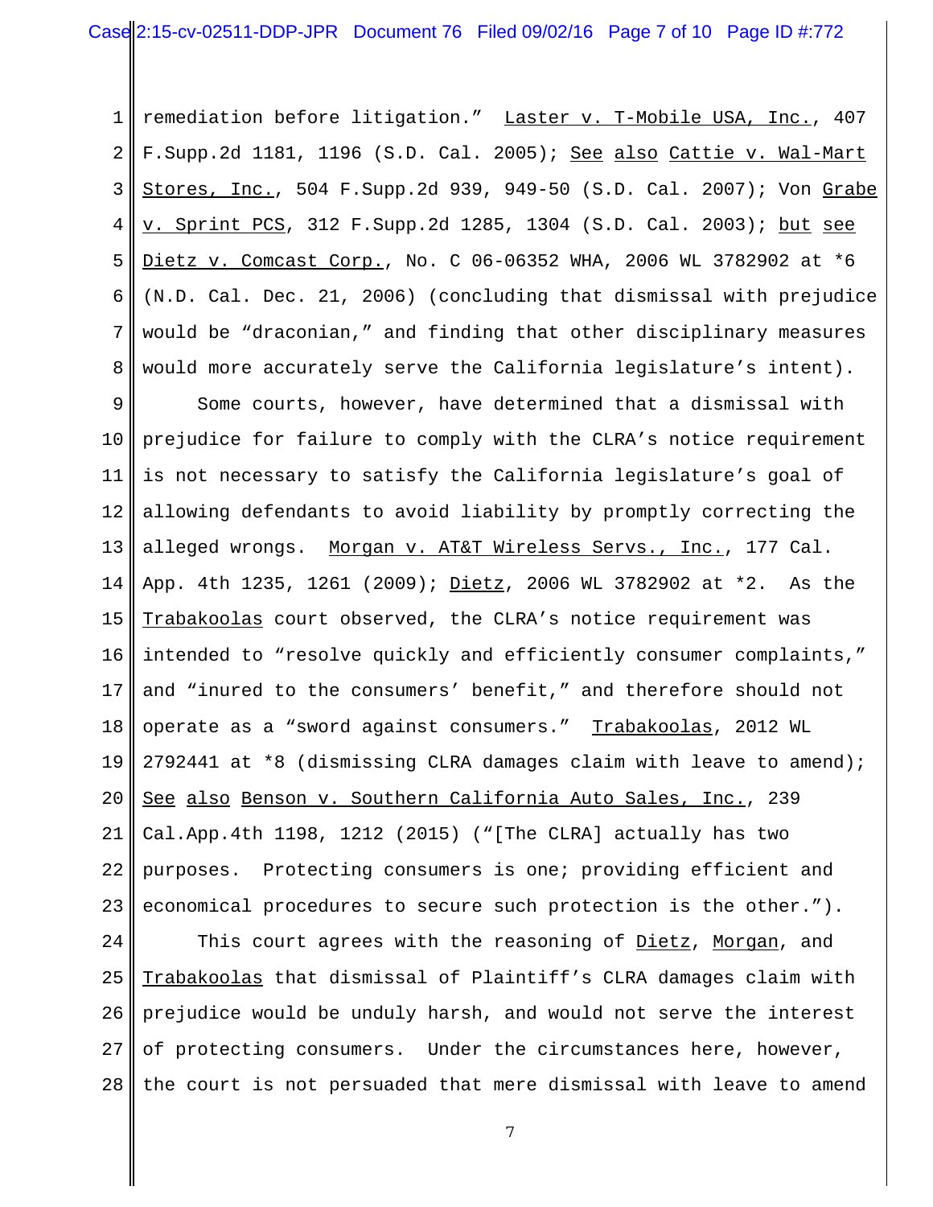remediation before litigation." Laster v. T-Mobile USA, Inc., 407 F.Supp.2d 1181, 1196 (S.D. Cal. 2005); See also Cattie v. Wal-Mart Stores, Inc., 504 F.Supp.2d 939, 949-50 (S.D. Cal. 2007); Von Grabe v. Sprint PCS, 312 F.Supp.2d 1285, 1304 (S.D. Cal. 2003); but see Dietz v. Comcast Corp., No. C 06-06352 WHA, 2006 WL 3782902 at *6 (N.D. Cal. Dec. 21, 2006) (concluding that dismissal with prejudice would be "draconian," and finding that other disciplinary measures would more accurately serve the California legislature's intent).

Some courts, however, have determined that a dismissal with prejudice for failure to comply with the CLRA's notice requirement is not necessary to satisfy the California legislature's goal of allowing defendants to avoid liability by promptly correcting the alleged wrongs. Morgan v. AT&T Wireless Servs., Inc., 177 Cal. App. 4th 1235, 1261 (2009); Dietz, 2006 WL 3782902 at *2. As the Trabakoolas court observed, the CLRA's notice requirement was intended to "resolve quickly and efficiently consumer complaints," and "inured to the consumers' benefit," and therefore should not operate as a "sword against consumers." Trabakoolas, 2012 WL 2792441 at *8 (dismissing CLRA damages claim with leave to amend); See also Benson v. Southern California Auto Sales, Inc., 239 Cal.App.4th 1198, 1212 (2015) ("[The CLRA] actually has two purposes. Protecting consumers is one; providing efficient and economical procedures to secure such protection is the other.").

This court agrees with the reasoning of Dietz, Morgan, and Trabakoolas that dismissal of Plaintiff's CLRA damages claim with prejudice would be unduly harsh, and would not serve the interest of protecting consumers. Under the circumstances here, however, the court is not persuaded that mere dismissal with leave to amend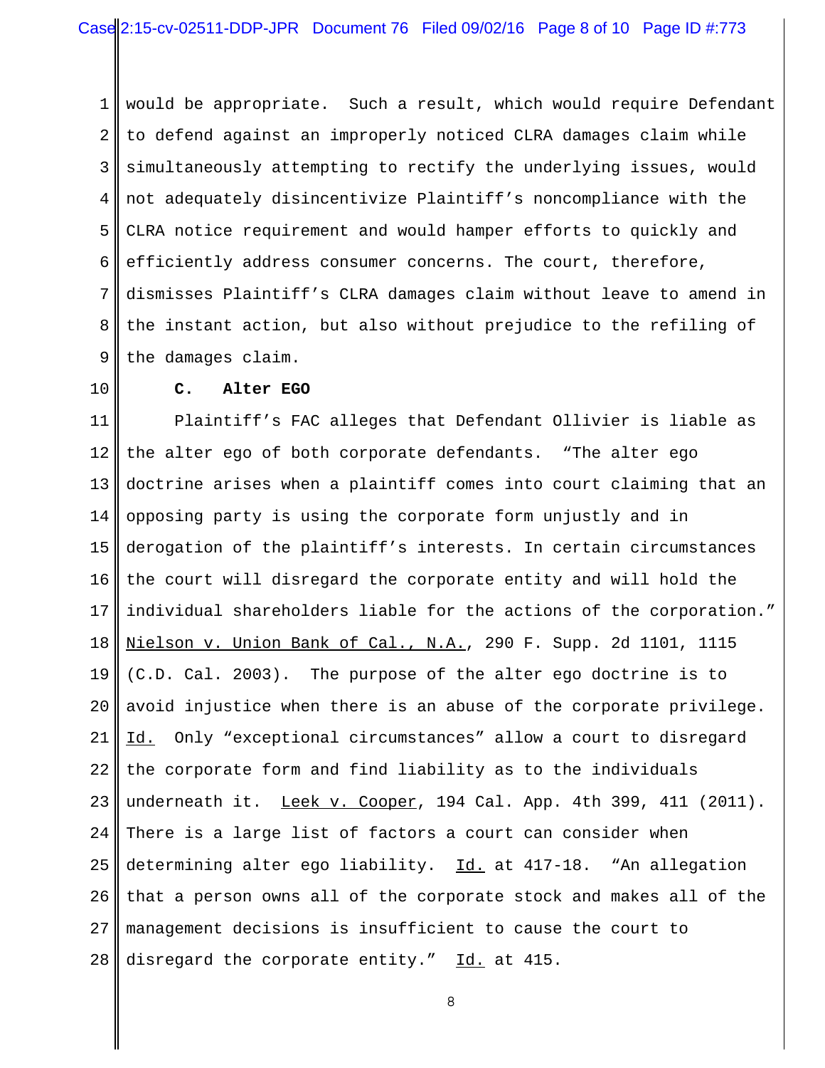would be appropriate. Such a result, which would require Defendant to defend against an improperly noticed CLRA damages claim while simultaneously attempting to rectify the underlying issues, would not adequately disincentivize Plaintiff's noncompliance with the CLRA notice requirement and would hamper efforts to quickly and efficiently address consumer concerns. The court, therefore, dismisses Plaintiff's CLRA damages claim without leave to amend in the instant action, but also without prejudice to the refiling of the damages claim.

**C. Alter EGO**

Plaintiff's FAC alleges that Defendant Ollivier is liable as the alter ego of both corporate defendants. "The alter ego doctrine arises when a plaintiff comes into court claiming that an opposing party is using the corporate form unjustly and in derogation of the plaintiff's interests. In certain circumstances the court will disregard the corporate entity and will hold the individual shareholders liable for the actions of the corporation." Nielson v. Union Bank of Cal., N.A., 290 F. Supp. 2d 1101, 1115 (C.D. Cal. 2003). The purpose of the alter ego doctrine is to avoid injustice when there is an abuse of the corporate privilege. Id. Only "exceptional circumstances" allow a court to disregard the corporate form and find liability as to the individuals underneath it. Leek v. Cooper, 194 Cal. App. 4th 399, 411 (2011). There is a large list of factors a court can consider when determining alter ego liability. Id. at 417-18. "An allegation that a person owns all of the corporate stock and makes all of the management decisions is insufficient to cause the court to disregard the corporate entity." Id. at 415.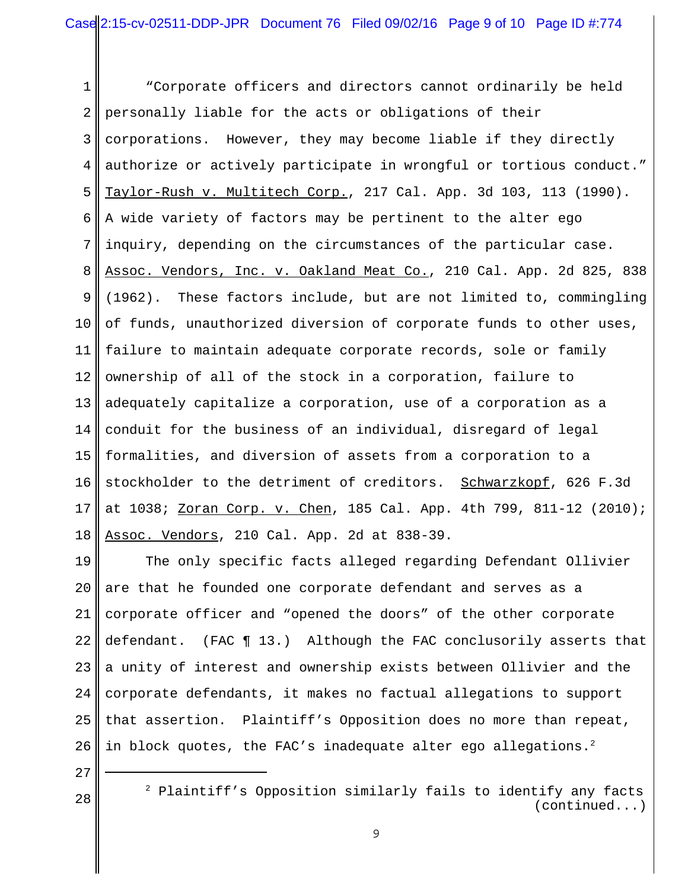"Corporate officers and directors cannot ordinarily be held personally liable for the acts or obligations of their corporations. However, they may become liable if they directly authorize or actively participate in wrongful or tortious conduct." Taylor-Rush v. Multitech Corp., 217 Cal. App. 3d 103, 113 (1990). A wide variety of factors may be pertinent to the alter ego inquiry, depending on the circumstances of the particular case. Assoc. Vendors, Inc. v. Oakland Meat Co., 210 Cal. App. 2d 825, 838 (1962). These factors include, but are not limited to, commingling of funds, unauthorized diversion of corporate funds to other uses, failure to maintain adequate corporate records, sole or family ownership of all of the stock in a corporation, failure to adequately capitalize a corporation, use of a corporation as a conduit for the business of an individual, disregard of legal formalities, and diversion of assets from a corporation to a stockholder to the detriment of creditors. Schwarzkopf, 626 F.3d at 1038; Zoran Corp. v. Chen, 185 Cal. App. 4th 799, 811-12 (2010); Assoc. Vendors, 210 Cal. App. 2d at 838-39.

The only specific facts alleged regarding Defendant Ollivier are that he founded one corporate defendant and serves as a corporate officer and "opened the doors" of the other corporate defendant. (FAC ¶ 13.) Although the FAC conclusorily asserts that a unity of interest and ownership exists between Ollivier and the corporate defendants, it makes no factual allegations to support that assertion. Plaintiff's Opposition does no more than repeat, in block quotes, the FAC's inadequate alter ego allegations.[2]

---

[2] Plaintiff's Opposition similarly fails to identify any facts (continued...)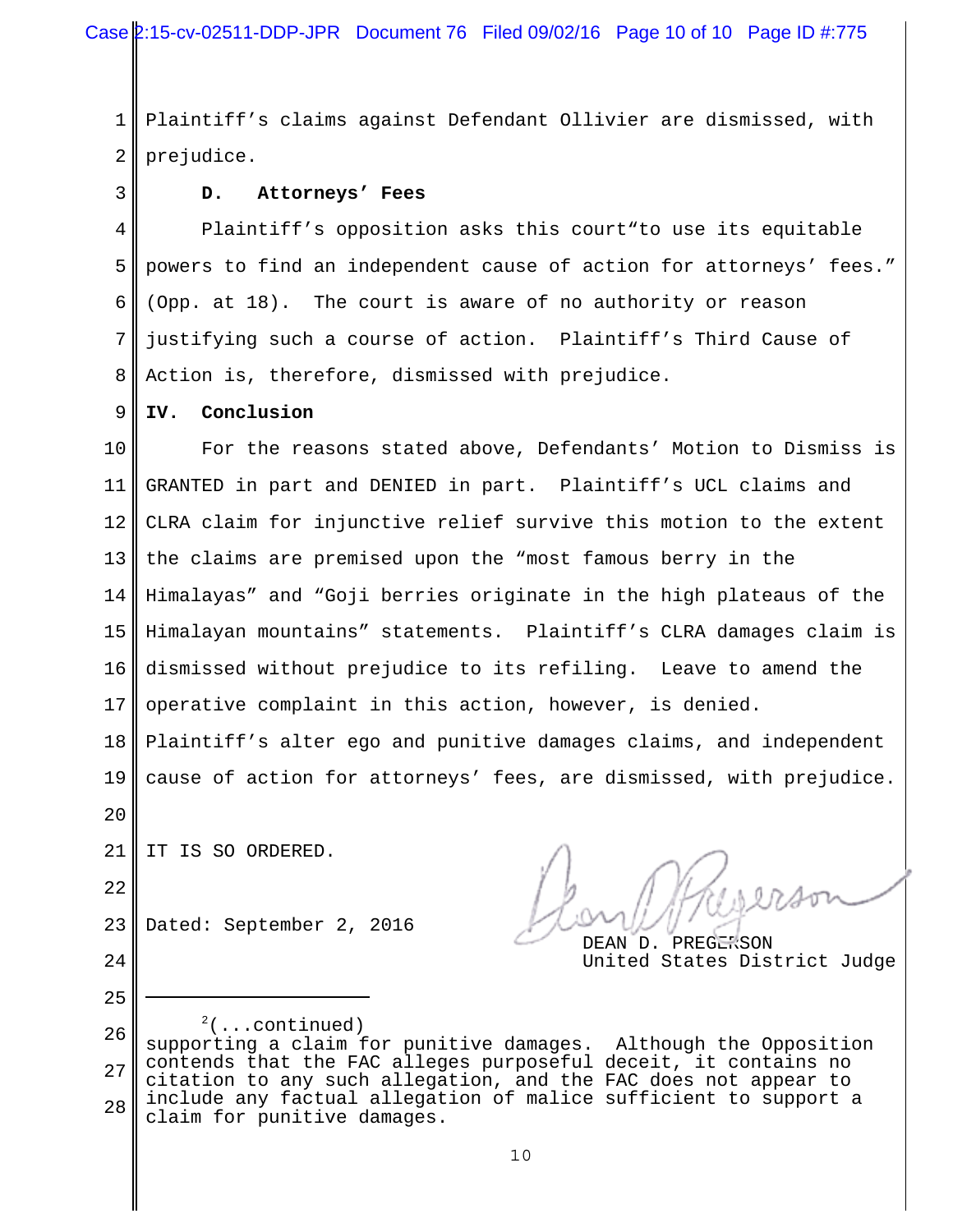Plaintiff's claims against Defendant Ollivier are dismissed, with prejudice.

**D. Attorneys' Fees**

Plaintiff's opposition asks this court"to use its equitable powers to find an independent cause of action for attorneys' fees." (Opp. at 18). The court is aware of no authority or reason justifying such a course of action. Plaintiff's Third Cause of Action is, therefore, dismissed with prejudice.

**IV. Conclusion**

For the reasons stated above, Defendants' Motion to Dismiss is GRANTED in part and DENIED in part. Plaintiff's UCL claims and CLRA claim for injunctive relief survive this motion to the extent the claims are premised upon the "most famous berry in the Himalayas" and "Goji berries originate in the high plateaus of the Himalayan mountains" statements. Plaintiff's CLRA damages claim is dismissed without prejudice to its refiling. Leave to amend the operative complaint in this action, however, is denied. Plaintiff's alter ego and punitive damages claims, and independent cause of action for attorneys' fees, are dismissed, with prejudice.

IT IS SO ORDERED.

Dated: September 2, 2016

DEAN D. PREGERSON
United States District Judge

---

[2](...continued)
supporting a claim for punitive damages. Although the Opposition contends that the FAC alleges purposeful deceit, it contains no citation to any such allegation, and the FAC does not appear to include any factual allegation of malice sufficient to support a claim for punitive damages.